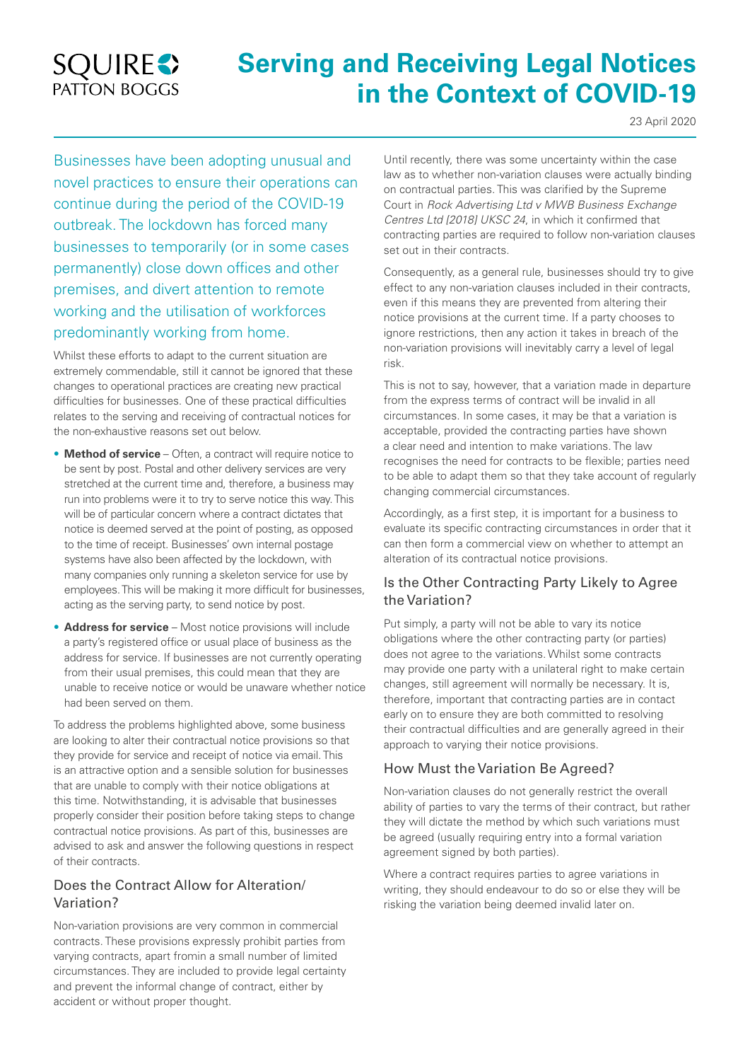SQUIRE PATTON BOGGS

# Serving and Receiving Legal Notices in the Context of COVID-19

23 April 2020

Businesses have been adopting unusual and novel practices to ensure their operations can continue during the period of the COVID-19 outbreak. The lockdown has forced many businesses to temporarily (or in some cases permanently) close down offices and other premises, and divert attention to remote working and the utilisation of workforces predominantly working from home.

Whilst these efforts to adapt to the current situation are extremely commendable, still it cannot be ignored that these changes to operational practices are creating new practical difficulties for businesses. One of these practical difficulties relates to the serving and receiving of contractual notices for the non-exhaustive reasons set out below.

- **Method of service** – Often, a contract will require notice to be sent by post. Postal and other delivery services are very stretched at the current time and, therefore, a business may run into problems were it to try to serve notice this way. This will be of particular concern where a contract dictates that notice is deemed served at the point of posting, as opposed to the time of receipt. Businesses' own internal postage systems have also been affected by the lockdown, with many companies only running a skeleton service for use by employees. This will be making it more difficult for businesses, acting as the serving party, to send notice by post.
- **Address for service** – Most notice provisions will include a party's registered office or usual place of business as the address for service. If businesses are not currently operating from their usual premises, this could mean that they are unable to receive notice or would be unaware whether notice had been served on them.

To address the problems highlighted above, some business are looking to alter their contractual notice provisions so that they provide for service and receipt of notice via email. This is an attractive option and a sensible solution for businesses that are unable to comply with their notice obligations at this time. Notwithstanding, it is advisable that businesses properly consider their position before taking steps to change contractual notice provisions. As part of this, businesses are advised to ask and answer the following questions in respect of their contracts.

## Does the Contract Allow for Alteration/Variation?

Non-variation provisions are very common in commercial contracts. These provisions expressly prohibit parties from varying contracts, apart fromin a small number of limited circumstances. They are included to provide legal certainty and prevent the informal change of contract, either by accident or without proper thought.

Until recently, there was some uncertainty within the case law as to whether non-variation clauses were actually binding on contractual parties. This was clarified by the Supreme Court in *Rock Advertising Ltd v MWB Business Exchange Centres Ltd [2018] UKSC 24*, in which it confirmed that contracting parties are required to follow non-variation clauses set out in their contracts.

Consequently, as a general rule, businesses should try to give effect to any non-variation clauses included in their contracts, even if this means they are prevented from altering their notice provisions at the current time. If a party chooses to ignore restrictions, then any action it takes in breach of the non-variation provisions will inevitably carry a level of legal risk.

This is not to say, however, that a variation made in departure from the express terms of contract will be invalid in all circumstances. In some cases, it may be that a variation is acceptable, provided the contracting parties have shown a clear need and intention to make variations. The law recognises the need for contracts to be flexible; parties need to be able to adapt them so that they take account of regularly changing commercial circumstances.

Accordingly, as a first step, it is important for a business to evaluate its specific contracting circumstances in order that it can then form a commercial view on whether to attempt an alteration of its contractual notice provisions.

## Is the Other Contracting Party Likely to Agree the Variation?

Put simply, a party will not be able to vary its notice obligations where the other contracting party (or parties) does not agree to the variations. Whilst some contracts may provide one party with a unilateral right to make certain changes, still agreement will normally be necessary. It is, therefore, important that contracting parties are in contact early on to ensure they are both committed to resolving their contractual difficulties and are generally agreed in their approach to varying their notice provisions.

## How Must the Variation Be Agreed?

Non-variation clauses do not generally restrict the overall ability of parties to vary the terms of their contract, but rather they will dictate the method by which such variations must be agreed (usually requiring entry into a formal variation agreement signed by both parties).

Where a contract requires parties to agree variations in writing, they should endeavour to do so or else they will be risking the variation being deemed invalid later on.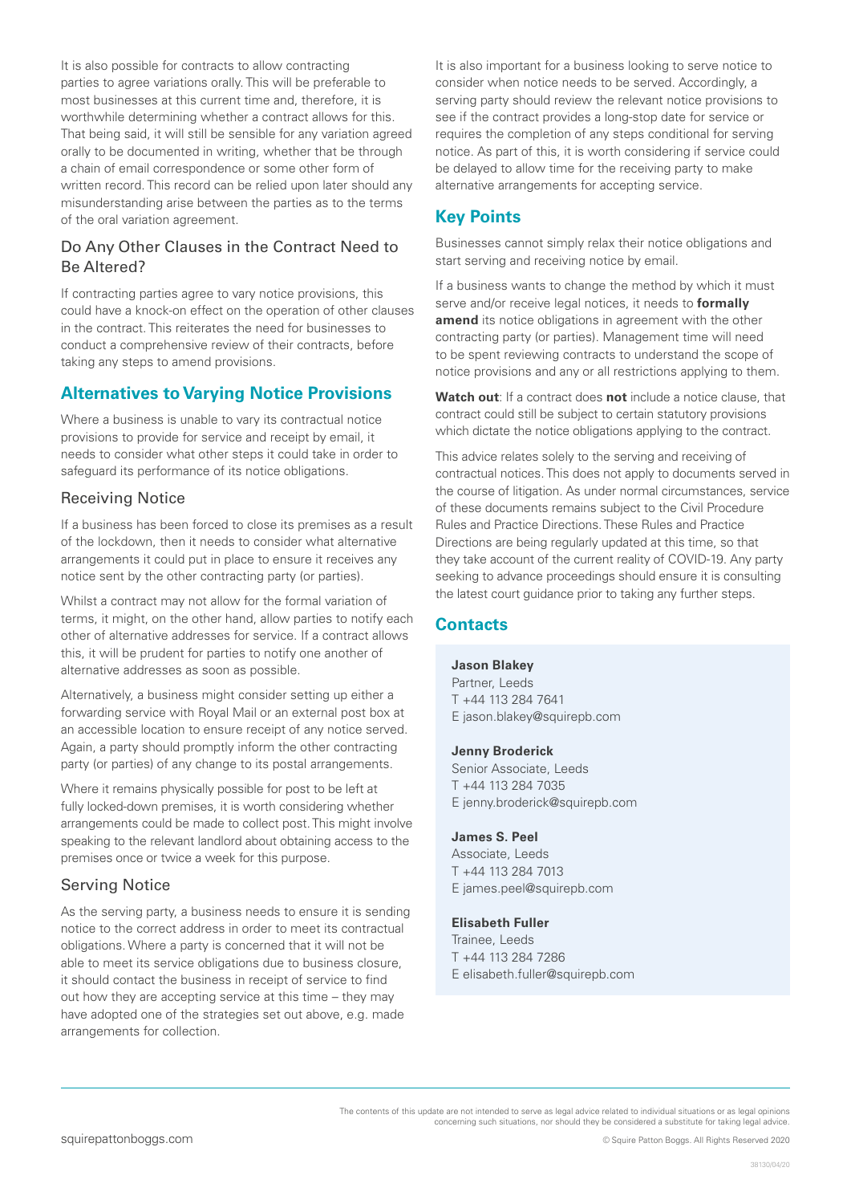It is also possible for contracts to allow contracting parties to agree variations orally. This will be preferable to most businesses at this current time and, therefore, it is worthwhile determining whether a contract allows for this. That being said, it will still be sensible for any variation agreed orally to be documented in writing, whether that be through a chain of email correspondence or some other form of written record. This record can be relied upon later should any misunderstanding arise between the parties as to the terms of the oral variation agreement.

### Do Any Other Clauses in the Contract Need to Be Altered?

If contracting parties agree to vary notice provisions, this could have a knock-on effect on the operation of other clauses in the contract. This reiterates the need for businesses to conduct a comprehensive review of their contracts, before taking any steps to amend provisions.

## Alternatives to Varying Notice Provisions

Where a business is unable to vary its contractual notice provisions to provide for service and receipt by email, it needs to consider what other steps it could take in order to safeguard its performance of its notice obligations.

### Receiving Notice

If a business has been forced to close its premises as a result of the lockdown, then it needs to consider what alternative arrangements it could put in place to ensure it receives any notice sent by the other contracting party (or parties).

Whilst a contract may not allow for the formal variation of terms, it might, on the other hand, allow parties to notify each other of alternative addresses for service. If a contract allows this, it will be prudent for parties to notify one another of alternative addresses as soon as possible.

Alternatively, a business might consider setting up either a forwarding service with Royal Mail or an external post box at an accessible location to ensure receipt of any notice served. Again, a party should promptly inform the other contracting party (or parties) of any change to its postal arrangements.

Where it remains physically possible for post to be left at fully locked-down premises, it is worth considering whether arrangements could be made to collect post. This might involve speaking to the relevant landlord about obtaining access to the premises once or twice a week for this purpose.

### Serving Notice

As the serving party, a business needs to ensure it is sending notice to the correct address in order to meet its contractual obligations. Where a party is concerned that it will not be able to meet its service obligations due to business closure, it should contact the business in receipt of service to find out how they are accepting service at this time – they may have adopted one of the strategies set out above, e.g. made arrangements for collection.

It is also important for a business looking to serve notice to consider when notice needs to be served. Accordingly, a serving party should review the relevant notice provisions to see if the contract provides a long-stop date for service or requires the completion of any steps conditional for serving notice. As part of this, it is worth considering if service could be delayed to allow time for the receiving party to make alternative arrangements for accepting service.

## Key Points

Businesses cannot simply relax their notice obligations and start serving and receiving notice by email.

If a business wants to change the method by which it must serve and/or receive legal notices, it needs to **formally amend** its notice obligations in agreement with the other contracting party (or parties). Management time will need to be spent reviewing contracts to understand the scope of notice provisions and any or all restrictions applying to them.

**Watch out**: If a contract does **not** include a notice clause, that contract could still be subject to certain statutory provisions which dictate the notice obligations applying to the contract.

This advice relates solely to the serving and receiving of contractual notices. This does not apply to documents served in the course of litigation. As under normal circumstances, service of these documents remains subject to the Civil Procedure Rules and Practice Directions. These Rules and Practice Directions are being regularly updated at this time, so that they take account of the current reality of COVID-19. Any party seeking to advance proceedings should ensure it is consulting the latest court guidance prior to taking any further steps.

## Contacts

**Jason Blakey**
Partner, Leeds
T +44 113 284 7641
E jason.blakey@squirepb.com

**Jenny Broderick**
Senior Associate, Leeds
T +44 113 284 7035
E jenny.broderick@squirepb.com

**James S. Peel**
Associate, Leeds
T +44 113 284 7013
E james.peel@squirepb.com

**Elisabeth Fuller**
Trainee, Leeds
T +44 113 284 7286
E elisabeth.fuller@squirepb.com

The contents of this update are not intended to serve as legal advice related to individual situations or as legal opinions concerning such situations, nor should they be considered a substitute for taking legal advice.

squirepattonboggs.com

© Squire Patton Boggs. All Rights Reserved 2020

38130/04/20